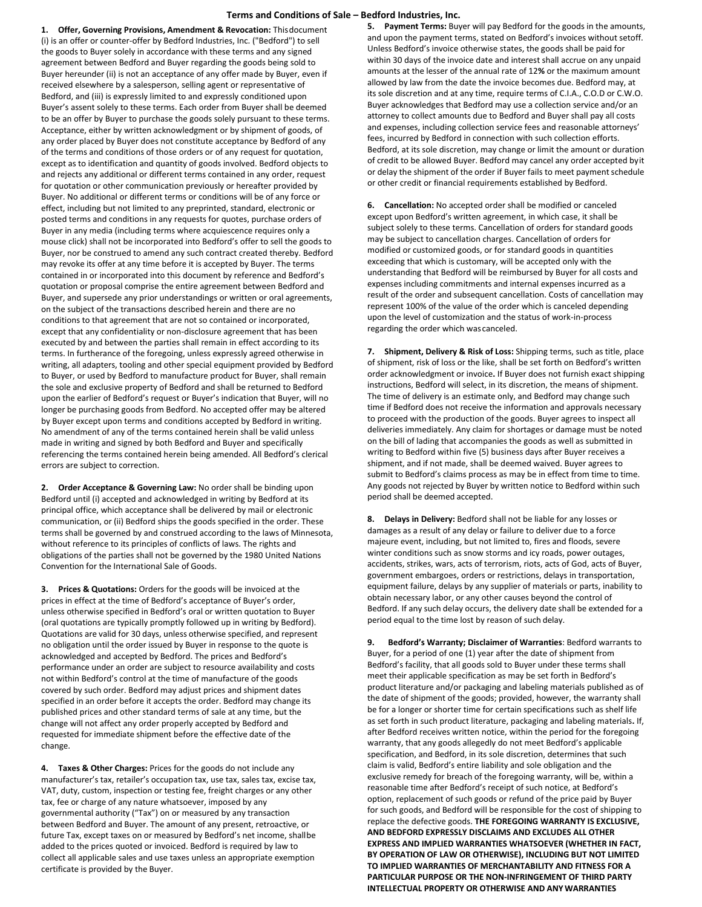# Terms and Conditions of Sale – Bedford Industries, Inc.

**1. Offer, Governing Provisions, Amendment & Revocation:** This document (i) is an offer or counter-offer by Bedford Industries, Inc. ("Bedford") to sell the goods to Buyer solely in accordance with these terms and any signed agreement between Bedford and Buyer regarding the goods being sold to Buyer hereunder (ii) is not an acceptance of any offer made by Buyer, even if received elsewhere by a salesperson, selling agent or representative of Bedford, and (iii) is expressly limited to and expressly conditioned upon Buyer's assent solely to these terms. Each order from Buyer shall be deemed to be an offer by Buyer to purchase the goods solely pursuant to these terms. Acceptance, either by written acknowledgment or by shipment of goods, of any order placed by Buyer does not constitute acceptance by Bedford of any of the terms and conditions of those orders or of any request for quotation, except as to identification and quantity of goods involved. Bedford objects to and rejects any additional or different terms contained in any order, request for quotation or other communication previously or hereafter provided by Buyer. No additional or different terms or conditions will be of any force or effect, including but not limited to any preprinted, standard, electronic or posted terms and conditions in any requests for quotes, purchase orders of Buyer in any media (including terms where acquiescence requires only a mouse click) shall not be incorporated into Bedford's offer to sell the goods to Buyer, nor be construed to amend any such contract created thereby. Bedford may revoke its offer at any time before it is accepted by Buyer. The terms contained in or incorporated into this document by reference and Bedford's quotation or proposal comprise the entire agreement between Bedford and Buyer, and supersede any prior understandings or written or oral agreements, on the subject of the transactions described herein and there are no conditions to that agreement that are not so contained or incorporated, except that any confidentiality or non-disclosure agreement that has been executed by and between the parties shall remain in effect according to its terms. In furtherance of the foregoing, unless expressly agreed otherwise in writing, all adapters, tooling and other special equipment provided by Bedford to Buyer, or used by Bedford to manufacture product for Buyer, shall remain the sole and exclusive property of Bedford and shall be returned to Bedford upon the earlier of Bedford's request or Buyer's indication that Buyer, will no longer be purchasing goods from Bedford. No accepted offer may be altered by Buyer except upon terms and conditions accepted by Bedford in writing. No amendment of any of the terms contained herein shall be valid unless made in writing and signed by both Bedford and Buyer and specifically referencing the terms contained herein being amended. All Bedford's clerical errors are subject to correction.

**2. Order Acceptance & Governing Law:** No order shall be binding upon Bedford until (i) accepted and acknowledged in writing by Bedford at its principal office, which acceptance shall be delivered by mail or electronic communication, or (ii) Bedford ships the goods specified in the order. These terms shall be governed by and construed according to the laws of Minnesota, without reference to its principles of conflicts of laws. The rights and obligations of the parties shall not be governed by the 1980 United Nations Convention for the International Sale of Goods.

**3. Prices & Quotations:** Orders for the goods will be invoiced at the prices in effect at the time of Bedford's acceptance of Buyer's order, unless otherwise specified in Bedford's oral or written quotation to Buyer (oral quotations are typically promptly followed up in writing by Bedford). Quotations are valid for 30 days, unless otherwise specified, and represent no obligation until the order issued by Buyer in response to the quote is acknowledged and accepted by Bedford. The prices and Bedford's performance under an order are subject to resource availability and costs not within Bedford's control at the time of manufacture of the goods covered by such order. Bedford may adjust prices and shipment dates specified in an order before it accepts the order. Bedford may change its published prices and other standard terms of sale at any time, but the change will not affect any order properly accepted by Bedford and requested for immediate shipment before the effective date of the change.

**4. Taxes & Other Charges:** Prices for the goods do not include any manufacturer's tax, retailer's occupation tax, use tax, sales tax, excise tax, VAT, duty, custom, inspection or testing fee, freight charges or any other tax, fee or charge of any nature whatsoever, imposed by any governmental authority ("Tax") on or measured by any transaction between Bedford and Buyer. The amount of any present, retroactive, or future Tax, except taxes on or measured by Bedford's net income, shall be added to the prices quoted or invoiced. Bedford is required by law to collect all applicable sales and use taxes unless an appropriate exemption certificate is provided by the Buyer.

**5. Payment Terms:** Buyer will pay Bedford for the goods in the amounts, and upon the payment terms, stated on Bedford's invoices without setoff. Unless Bedford's invoice otherwise states, the goods shall be paid for within 30 days of the invoice date and interest shall accrue on any unpaid amounts at the lesser of the annual rate of 12% or the maximum amount allowed by law from the date the invoice becomes due. Bedford may, at its sole discretion and at any time, require terms of C.I.A., C.O.D or C.W.O. Buyer acknowledges that Bedford may use a collection service and/or an attorney to collect amounts due to Bedford and Buyer shall pay all costs and expenses, including collection service fees and reasonable attorneys' fees, incurred by Bedford in connection with such collection efforts. Bedford, at its sole discretion, may change or limit the amount or duration of credit to be allowed Buyer. Bedford may cancel any order accepted by it or delay the shipment of the order if Buyer fails to meet payment schedule or other credit or financial requirements established by Bedford.

**6. Cancellation:** No accepted order shall be modified or canceled except upon Bedford's written agreement, in which case, it shall be subject solely to these terms. Cancellation of orders for standard goods may be subject to cancellation charges. Cancellation of orders for modified or customized goods, or for standard goods in quantities exceeding that which is customary, will be accepted only with the understanding that Bedford will be reimbursed by Buyer for all costs and expenses including commitments and internal expenses incurred as a result of the order and subsequent cancellation. Costs of cancellation may represent 100% of the value of the order which is canceled depending upon the level of customization and the status of work-in-process regarding the order which was canceled.

**7. Shipment, Delivery & Risk of Loss:** Shipping terms, such as title, place of shipment, risk of loss or the like, shall be set forth on Bedford's written order acknowledgment or invoice. If Buyer does not furnish exact shipping instructions, Bedford will select, in its discretion, the means of shipment. The time of delivery is an estimate only, and Bedford may change such time if Bedford does not receive the information and approvals necessary to proceed with the production of the goods. Buyer agrees to inspect all deliveries immediately. Any claim for shortages or damage must be noted on the bill of lading that accompanies the goods as well as submitted in writing to Bedford within five (5) business days after Buyer receives a shipment, and if not made, shall be deemed waived. Buyer agrees to submit to Bedford's claims process as may be in effect from time to time. Any goods not rejected by Buyer by written notice to Bedford within such period shall be deemed accepted.

**8. Delays in Delivery:** Bedford shall not be liable for any losses or damages as a result of any delay or failure to deliver due to a force majeure event, including, but not limited to, fires and floods, severe winter conditions such as snow storms and icy roads, power outages, accidents, strikes, wars, acts of terrorism, riots, acts of God, acts of Buyer, government embargoes, orders or restrictions, delays in transportation, equipment failure, delays by any supplier of materials or parts, inability to obtain necessary labor, or any other causes beyond the control of Bedford. If any such delay occurs, the delivery date shall be extended for a period equal to the time lost by reason of such delay.

**9. Bedford's Warranty; Disclaimer of Warranties**: Bedford warrants to Buyer, for a period of one (1) year after the date of shipment from Bedford's facility, that all goods sold to Buyer under these terms shall meet their applicable specification as may be set forth in Bedford's product literature and/or packaging and labeling materials published as of the date of shipment of the goods; provided, however, the warranty shall be for a longer or shorter time for certain specifications such as shelf life as set forth in such product literature, packaging and labeling materials. If, after Bedford receives written notice, within the period for the foregoing warranty, that any goods allegedly do not meet Bedford's applicable specification, and Bedford, in its sole discretion, determines that such claim is valid, Bedford's entire liability and sole obligation and the exclusive remedy for breach of the foregoing warranty, will be, within a reasonable time after Bedford's receipt of such notice, at Bedford's option, replacement of such goods or refund of the price paid by Buyer for such goods, and Bedford will be responsible for the cost of shipping to replace the defective goods. **THE FOREGOING WARRANTY IS EXCLUSIVE, AND BEDFORD EXPRESSLY DISCLAIMS AND EXCLUDES ALL OTHER EXPRESS AND IMPLIED WARRANTIES WHATSOEVER (WHETHER IN FACT, BY OPERATION OF LAW OR OTHERWISE), INCLUDING BUT NOT LIMITED TO IMPLIED WARRANTIES OF MERCHANTABILITY AND FITNESS FOR A PARTICULAR PURPOSE OR THE NON-INFRINGEMENT OF THIRD PARTY INTELLECTUAL PROPERTY OR OTHERWISE AND ANY WARRANTIES**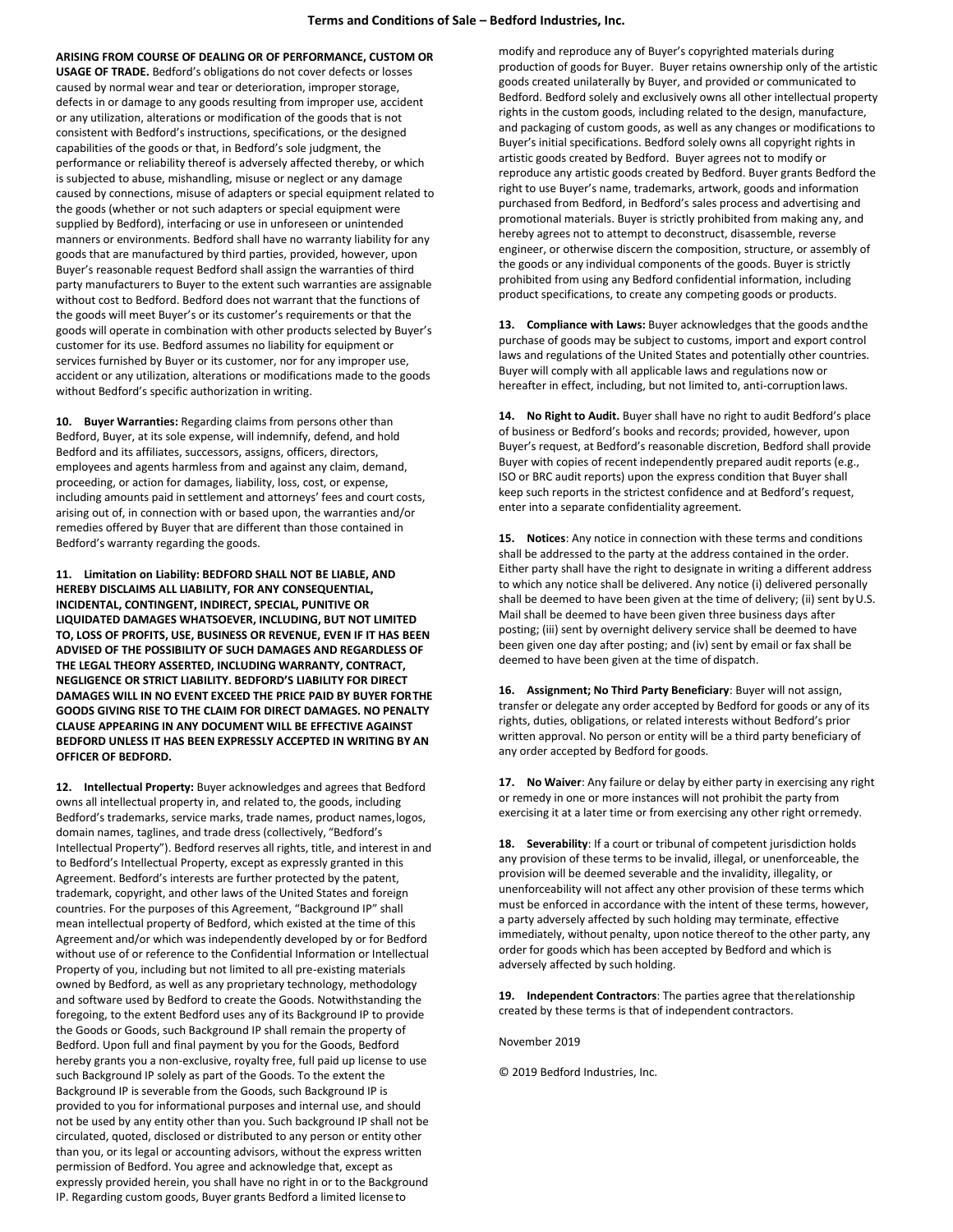**ARISING FROM COURSE OF DEALING OR OF PERFORMANCE, CUSTOM OR USAGE OF TRADE.** Bedford's obligations do not cover defects or losses caused by normal wear and tear or deterioration, improper storage, defects in or damage to any goods resulting from improper use, accident or any utilization, alterations or modification of the goods that is not consistent with Bedford's instructions, specifications, or the designed capabilities of the goods or that, in Bedford's sole judgment, the performance or reliability thereof is adversely affected thereby, or which is subjected to abuse, mishandling, misuse or neglect or any damage caused by connections, misuse of adapters or special equipment related to the goods (whether or not such adapters or special equipment were supplied by Bedford), interfacing or use in unforeseen or unintended manners or environments. Bedford shall have no warranty liability for any goods that are manufactured by third parties, provided, however, upon Buyer's reasonable request Bedford shall assign the warranties of third party manufacturers to Buyer to the extent such warranties are assignable without cost to Bedford. Bedford does not warrant that the functions of the goods will meet Buyer's or its customer's requirements or that the goods will operate in combination with other products selected by Buyer's customer for its use. Bedford assumes no liability for equipment or services furnished by Buyer or its customer, nor for any improper use, accident or any utilization, alterations or modifications made to the goods without Bedford's specific authorization in writing.

**10. Buyer Warranties:** Regarding claims from persons other than Bedford, Buyer, at its sole expense, will indemnify, defend, and hold Bedford and its affiliates, successors, assigns, officers, directors, employees and agents harmless from and against any claim, demand, proceeding, or action for damages, liability, loss, cost, or expense, including amounts paid in settlement and attorneys' fees and court costs, arising out of, in connection with or based upon, the warranties and/or remedies offered by Buyer that are different than those contained in Bedford's warranty regarding the goods.

**11. Limitation on Liability: BEDFORD SHALL NOT BE LIABLE, AND HEREBY DISCLAIMS ALL LIABILITY, FOR ANY CONSEQUENTIAL, INCIDENTAL, CONTINGENT, INDIRECT, SPECIAL, PUNITIVE OR LIQUIDATED DAMAGES WHATSOEVER, INCLUDING, BUT NOT LIMITED TO, LOSS OF PROFITS, USE, BUSINESS OR REVENUE, EVEN IF IT HAS BEEN ADVISED OF THE POSSIBILITY OF SUCH DAMAGES AND REGARDLESS OF THE LEGAL THEORY ASSERTED, INCLUDING WARRANTY, CONTRACT, NEGLIGENCE OR STRICT LIABILITY. BEDFORD'S LIABILITY FOR DIRECT DAMAGES WILL IN NO EVENT EXCEED THE PRICE PAID BY BUYER FOR THE GOODS GIVING RISE TO THE CLAIM FOR DIRECT DAMAGES. NO PENALTY CLAUSE APPEARING IN ANY DOCUMENT WILL BE EFFECTIVE AGAINST BEDFORD UNLESS IT HAS BEEN EXPRESSLY ACCEPTED IN WRITING BY AN OFFICER OF BEDFORD.**

**12. Intellectual Property:** Buyer acknowledges and agrees that Bedford owns all intellectual property in, and related to, the goods, including Bedford's trademarks, service marks, trade names, product names, logos, domain names, taglines, and trade dress (collectively, "Bedford's Intellectual Property"). Bedford reserves all rights, title, and interest in and to Bedford's Intellectual Property, except as expressly granted in this Agreement. Bedford's interests are further protected by the patent, trademark, copyright, and other laws of the United States and foreign countries. For the purposes of this Agreement, "Background IP" shall mean intellectual property of Bedford, which existed at the time of this Agreement and/or which was independently developed by or for Bedford without use of or reference to the Confidential Information or Intellectual Property of you, including but not limited to all pre-existing materials owned by Bedford, as well as any proprietary technology, methodology and software used by Bedford to create the Goods. Notwithstanding the foregoing, to the extent Bedford uses any of its Background IP to provide the Goods or Goods, such Background IP shall remain the property of Bedford. Upon full and final payment by you for the Goods, Bedford hereby grants you a non-exclusive, royalty free, full paid up license to use such Background IP solely as part of the Goods. To the extent the Background IP is severable from the Goods, such Background IP is provided to you for informational purposes and internal use, and should not be used by any entity other than you. Such background IP shall not be circulated, quoted, disclosed or distributed to any person or entity other than you, or its legal or accounting advisors, without the express written permission of Bedford. You agree and acknowledge that, except as expressly provided herein, you shall have no right in or to the Background IP. Regarding custom goods, Buyer grants Bedford a limited license to modify and reproduce any of Buyer's copyrighted materials during production of goods for Buyer. Buyer retains ownership only of the artistic goods created unilaterally by Buyer, and provided or communicated to Bedford. Bedford solely and exclusively owns all other intellectual property rights in the custom goods, including related to the design, manufacture, and packaging of custom goods, as well as any changes or modifications to Buyer's initial specifications. Bedford solely owns all copyright rights in artistic goods created by Bedford. Buyer agrees not to modify or reproduce any artistic goods created by Bedford. Buyer grants Bedford the right to use Buyer's name, trademarks, artwork, goods and information purchased from Bedford, in Bedford's sales process and advertising and promotional materials. Buyer is strictly prohibited from making any, and hereby agrees not to attempt to deconstruct, disassemble, reverse engineer, or otherwise discern the composition, structure, or assembly of the goods or any individual components of the goods. Buyer is strictly prohibited from using any Bedford confidential information, including product specifications, to create any competing goods or products.

**13. Compliance with Laws:** Buyer acknowledges that the goods and the purchase of goods may be subject to customs, import and export control laws and regulations of the United States and potentially other countries. Buyer will comply with all applicable laws and regulations now or hereafter in effect, including, but not limited to, anti-corruption laws.

**14. No Right to Audit.** Buyer shall have no right to audit Bedford's place of business or Bedford's books and records; provided, however, upon Buyer's request, at Bedford's reasonable discretion, Bedford shall provide Buyer with copies of recent independently prepared audit reports (e.g., ISO or BRC audit reports) upon the express condition that Buyer shall keep such reports in the strictest confidence and at Bedford's request, enter into a separate confidentiality agreement.

**15. Notices**: Any notice in connection with these terms and conditions shall be addressed to the party at the address contained in the order. Either party shall have the right to designate in writing a different address to which any notice shall be delivered. Any notice (i) delivered personally shall be deemed to have been given at the time of delivery; (ii) sent by U.S. Mail shall be deemed to have been given three business days after posting; (iii) sent by overnight delivery service shall be deemed to have been given one day after posting; and (iv) sent by email or fax shall be deemed to have been given at the time of dispatch.

**16. Assignment; No Third Party Beneficiary**: Buyer will not assign, transfer or delegate any order accepted by Bedford for goods or any of its rights, duties, obligations, or related interests without Bedford's prior written approval. No person or entity will be a third party beneficiary of any order accepted by Bedford for goods.

**17. No Waiver**: Any failure or delay by either party in exercising any right or remedy in one or more instances will not prohibit the party from exercising it at a later time or from exercising any other right or remedy.

**18. Severability**: If a court or tribunal of competent jurisdiction holds any provision of these terms to be invalid, illegal, or unenforceable, the provision will be deemed severable and the invalidity, illegality, or unenforceability will not affect any other provision of these terms which must be enforced in accordance with the intent of these terms, however, a party adversely affected by such holding may terminate, effective immediately, without penalty, upon notice thereof to the other party, any order for goods which has been accepted by Bedford and which is adversely affected by such holding.

**19. Independent Contractors**: The parties agree that the relationship created by these terms is that of independent contractors.

November 2019

© 2019 Bedford Industries, Inc.